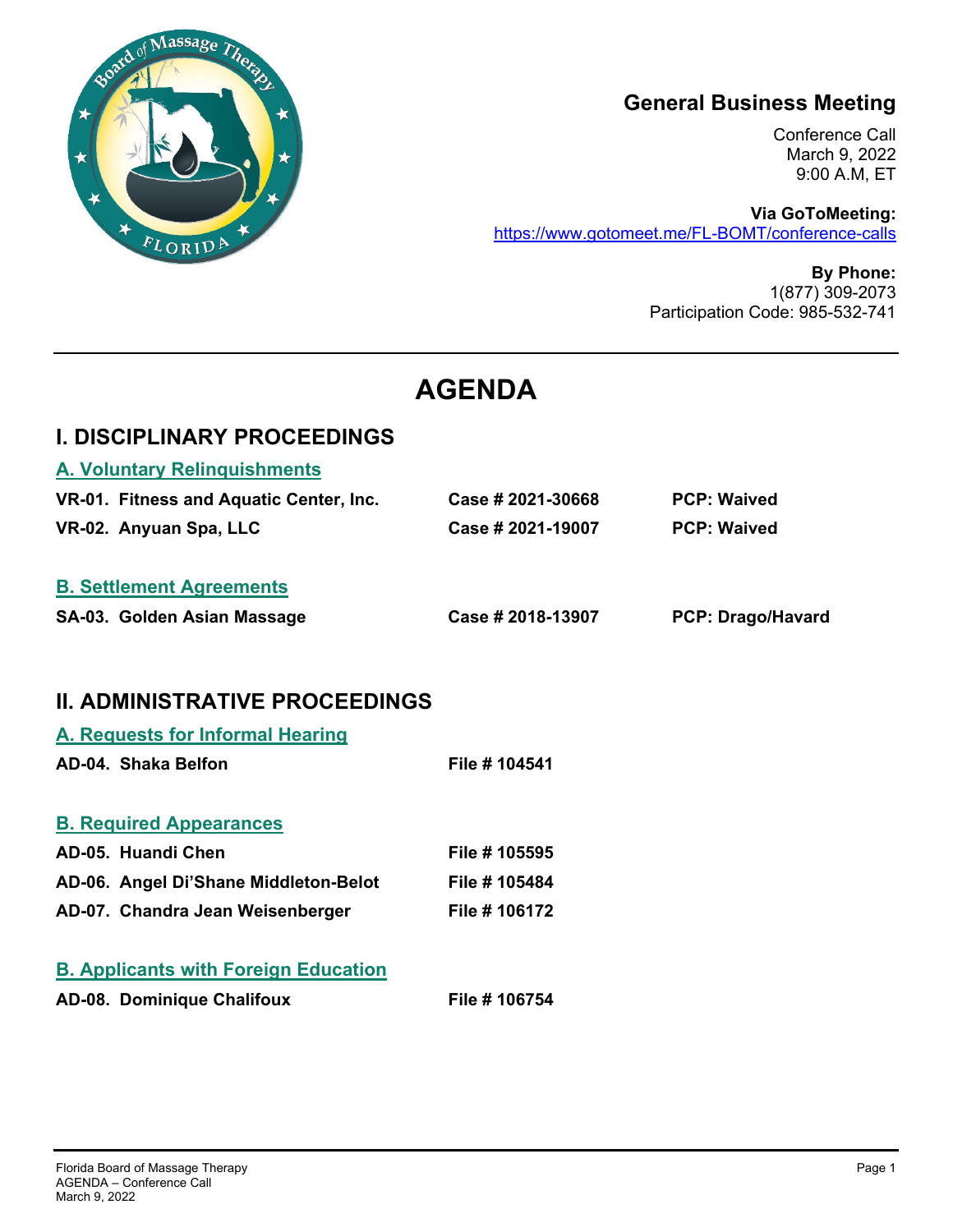## General Business Meeting

Conference Call
March 9, 2022
9:00 A.M, ET

**Via GoToMeeting:**
https://www.gotomeet.me/FL-BOMT/conference-calls

**By Phone:**
1(877) 309-2073
Participation Code: 985-532-741

# AGENDA

## I. DISCIPLINARY PROCEEDINGS

### A. Voluntary Relinquishments

| | | |
|---|---|---|
| **VR-01. Fitness and Aquatic Center, Inc.** | **Case # 2021-30668** | **PCP: Waived** |
| **VR-02. Anyuan Spa, LLC** | **Case # 2021-19007** | **PCP: Waived** |

### B. Settlement Agreements

| | | |
|---|---|---|
| **SA-03. Golden Asian Massage** | **Case # 2018-13907** | **PCP: Drago/Havard** |

## II. ADMINISTRATIVE PROCEEDINGS

### A. Requests for Informal Hearing

| | |
|---|---|
| **AD-04. Shaka Belfon** | **File # 104541** |

### B. Required Appearances

| | |
|---|---|
| **AD-05. Huandi Chen** | **File # 105595** |
| **AD-06. Angel Di'Shane Middleton-Belot** | **File # 105484** |
| **AD-07. Chandra Jean Weisenberger** | **File # 106172** |

### B. Applicants with Foreign Education

| | |
|---|---|
| **AD-08. Dominique Chalifoux** | **File # 106754** |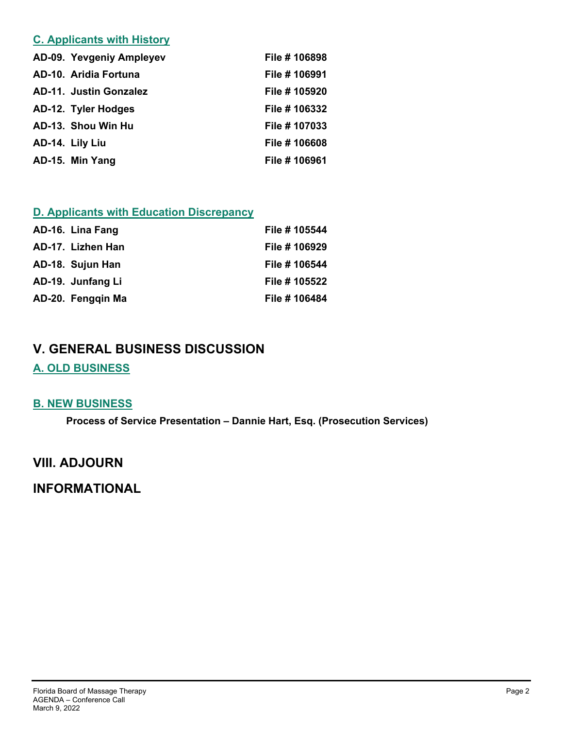### C. Applicants with History

| | |
|---|---|
| **AD-09. Yevgeniy Ampleyev** | **File # 106898** |
| **AD-10. Aridia Fortuna** | **File # 106991** |
| **AD-11. Justin Gonzalez** | **File # 105920** |
| **AD-12. Tyler Hodges** | **File # 106332** |
| **AD-13. Shou Win Hu** | **File # 107033** |
| **AD-14. Lily Liu** | **File # 106608** |
| **AD-15. Min Yang** | **File # 106961** |

### D. Applicants with Education Discrepancy

| | |
|---|---|
| **AD-16. Lina Fang** | **File # 105544** |
| **AD-17. Lizhen Han** | **File # 106929** |
| **AD-18. Sujun Han** | **File # 106544** |
| **AD-19. Junfang Li** | **File # 105522** |
| **AD-20. Fengqin Ma** | **File # 106484** |

## V. GENERAL BUSINESS DISCUSSION

### A. OLD BUSINESS

### B. NEW BUSINESS

**Process of Service Presentation – Dannie Hart, Esq. (Prosecution Services)**

## VIII. ADJOURN

## INFORMATIONAL